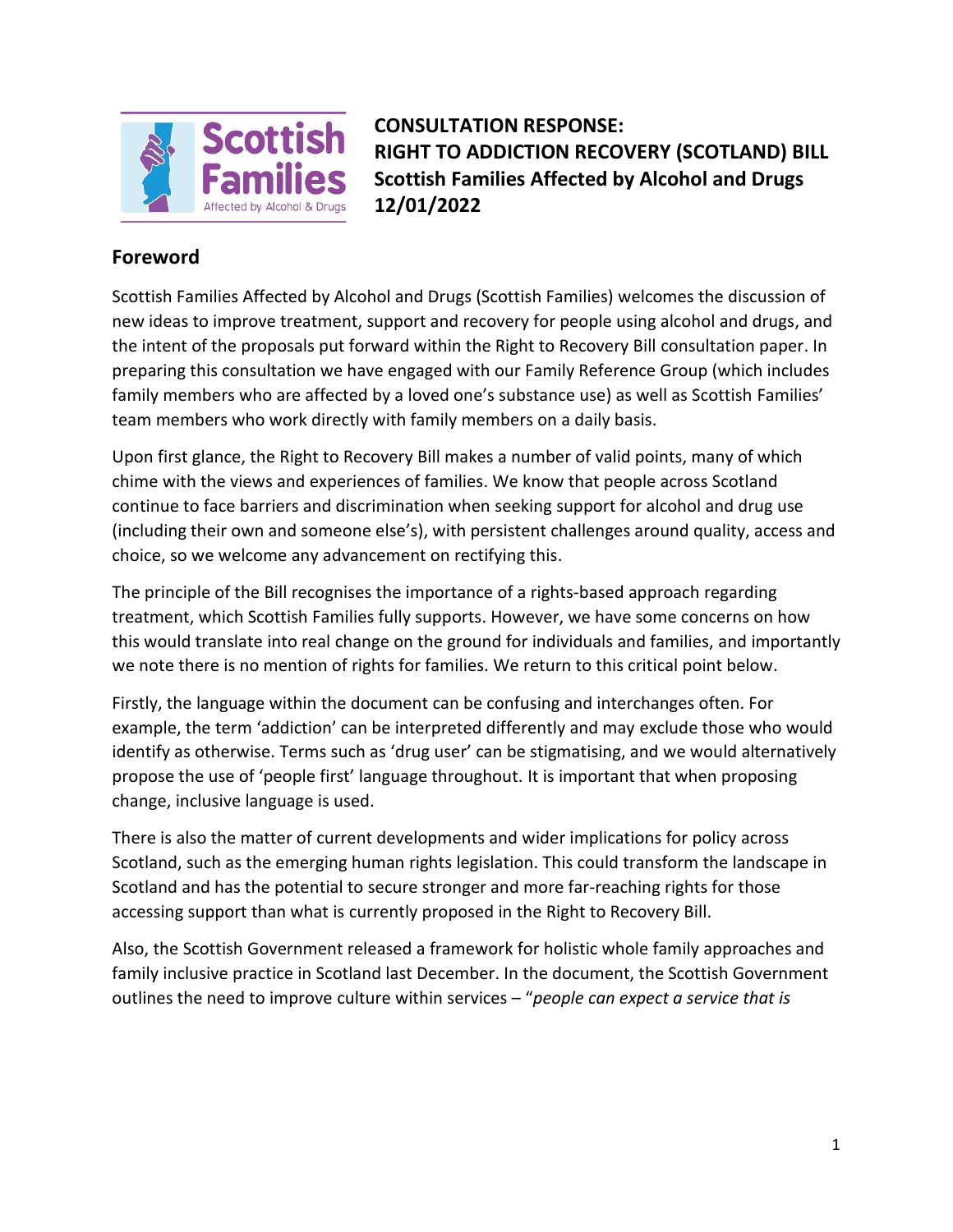**CONSULTATION RESPONSE:**
**RIGHT TO ADDICTION RECOVERY (SCOTLAND) BILL**
**Scottish Families Affected by Alcohol and Drugs**
**12/01/2022**

## Foreword

Scottish Families Affected by Alcohol and Drugs (Scottish Families) welcomes the discussion of new ideas to improve treatment, support and recovery for people using alcohol and drugs, and the intent of the proposals put forward within the Right to Recovery Bill consultation paper. In preparing this consultation we have engaged with our Family Reference Group (which includes family members who are affected by a loved one's substance use) as well as Scottish Families' team members who work directly with family members on a daily basis.

Upon first glance, the Right to Recovery Bill makes a number of valid points, many of which chime with the views and experiences of families. We know that people across Scotland continue to face barriers and discrimination when seeking support for alcohol and drug use (including their own and someone else's), with persistent challenges around quality, access and choice, so we welcome any advancement on rectifying this.

The principle of the Bill recognises the importance of a rights-based approach regarding treatment, which Scottish Families fully supports. However, we have some concerns on how this would translate into real change on the ground for individuals and families, and importantly we note there is no mention of rights for families. We return to this critical point below.

Firstly, the language within the document can be confusing and interchanges often. For example, the term 'addiction' can be interpreted differently and may exclude those who would identify as otherwise. Terms such as 'drug user' can be stigmatising, and we would alternatively propose the use of 'people first' language throughout. It is important that when proposing change, inclusive language is used.

There is also the matter of current developments and wider implications for policy across Scotland, such as the emerging human rights legislation. This could transform the landscape in Scotland and has the potential to secure stronger and more far-reaching rights for those accessing support than what is currently proposed in the Right to Recovery Bill.

Also, the Scottish Government released a framework for holistic whole family approaches and family inclusive practice in Scotland last December. In the document, the Scottish Government outlines the need to improve culture within services – "*people can expect a service that is*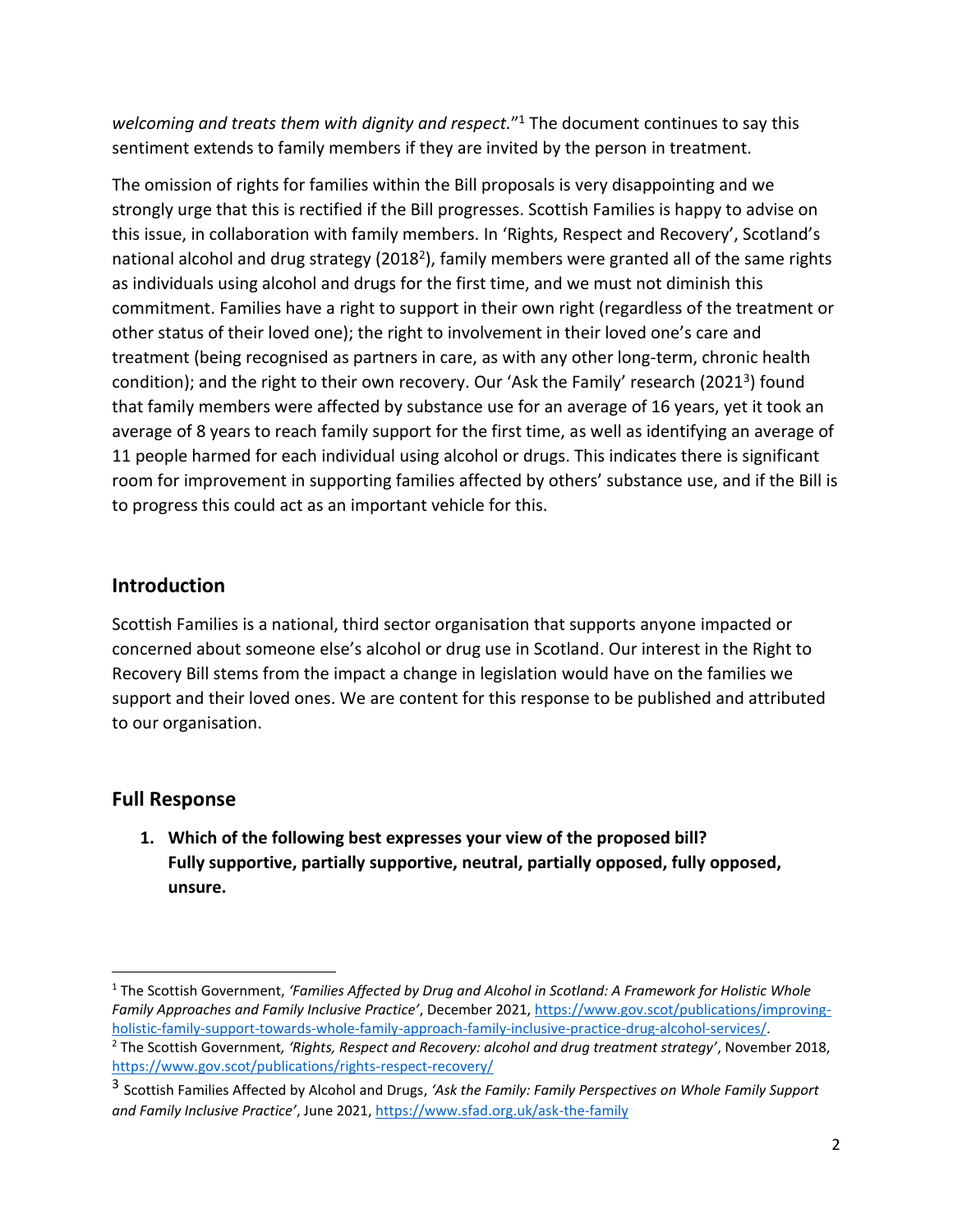*welcoming and treats them with dignity and respect.*"[1] The document continues to say this sentiment extends to family members if they are invited by the person in treatment.

The omission of rights for families within the Bill proposals is very disappointing and we strongly urge that this is rectified if the Bill progresses. Scottish Families is happy to advise on this issue, in collaboration with family members. In 'Rights, Respect and Recovery', Scotland's national alcohol and drug strategy (2018[2]), family members were granted all of the same rights as individuals using alcohol and drugs for the first time, and we must not diminish this commitment. Families have a right to support in their own right (regardless of the treatment or other status of their loved one); the right to involvement in their loved one's care and treatment (being recognised as partners in care, as with any other long-term, chronic health condition); and the right to their own recovery. Our 'Ask the Family' research (2021[3]) found that family members were affected by substance use for an average of 16 years, yet it took an average of 8 years to reach family support for the first time, as well as identifying an average of 11 people harmed for each individual using alcohol or drugs. This indicates there is significant room for improvement in supporting families affected by others' substance use, and if the Bill is to progress this could act as an important vehicle for this.

## Introduction

Scottish Families is a national, third sector organisation that supports anyone impacted or concerned about someone else's alcohol or drug use in Scotland. Our interest in the Right to Recovery Bill stems from the impact a change in legislation would have on the families we support and their loved ones. We are content for this response to be published and attributed to our organisation.

## Full Response

1. **Which of the following best expresses your view of the proposed bill? Fully supportive, partially supportive, neutral, partially opposed, fully opposed, unsure.**

---

[1] The Scottish Government, *'Families Affected by Drug and Alcohol in Scotland: A Framework for Holistic Whole Family Approaches and Family Inclusive Practice'*, December 2021, https://www.gov.scot/publications/improving-holistic-family-support-towards-whole-family-approach-family-inclusive-practice-drug-alcohol-services/.

[2] The Scottish Government, *'Rights, Respect and Recovery: alcohol and drug treatment strategy'*, November 2018, https://www.gov.scot/publications/rights-respect-recovery/

[3] Scottish Families Affected by Alcohol and Drugs, *'Ask the Family: Family Perspectives on Whole Family Support and Family Inclusive Practice'*, June 2021, https://www.sfad.org.uk/ask-the-family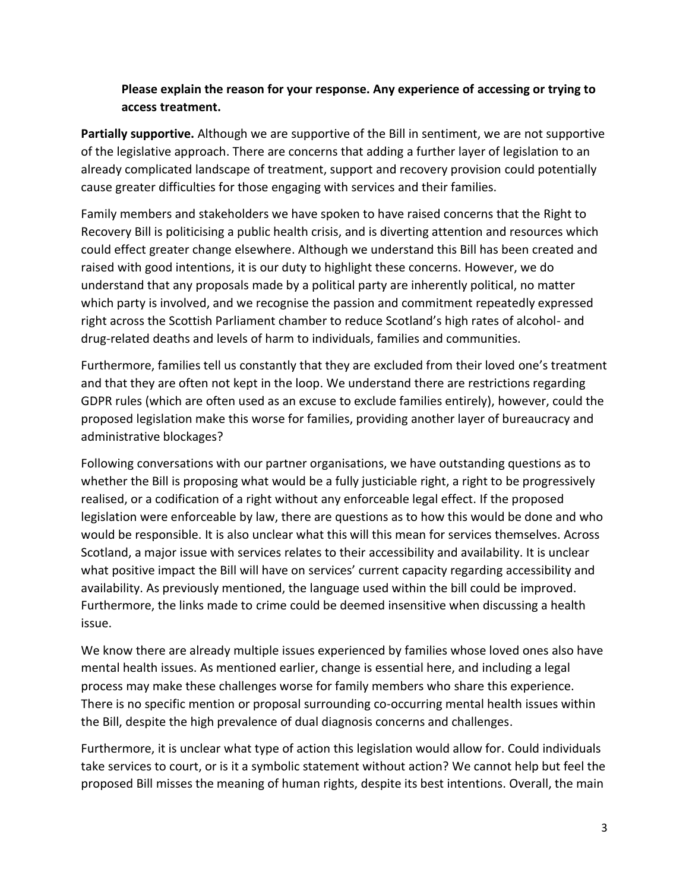**Please explain the reason for your response. Any experience of accessing or trying to access treatment.**

**Partially supportive.** Although we are supportive of the Bill in sentiment, we are not supportive of the legislative approach. There are concerns that adding a further layer of legislation to an already complicated landscape of treatment, support and recovery provision could potentially cause greater difficulties for those engaging with services and their families.

Family members and stakeholders we have spoken to have raised concerns that the Right to Recovery Bill is politicising a public health crisis, and is diverting attention and resources which could effect greater change elsewhere. Although we understand this Bill has been created and raised with good intentions, it is our duty to highlight these concerns. However, we do understand that any proposals made by a political party are inherently political, no matter which party is involved, and we recognise the passion and commitment repeatedly expressed right across the Scottish Parliament chamber to reduce Scotland's high rates of alcohol- and drug-related deaths and levels of harm to individuals, families and communities.

Furthermore, families tell us constantly that they are excluded from their loved one's treatment and that they are often not kept in the loop. We understand there are restrictions regarding GDPR rules (which are often used as an excuse to exclude families entirely), however, could the proposed legislation make this worse for families, providing another layer of bureaucracy and administrative blockages?

Following conversations with our partner organisations, we have outstanding questions as to whether the Bill is proposing what would be a fully justiciable right, a right to be progressively realised, or a codification of a right without any enforceable legal effect. If the proposed legislation were enforceable by law, there are questions as to how this would be done and who would be responsible. It is also unclear what this will this mean for services themselves. Across Scotland, a major issue with services relates to their accessibility and availability. It is unclear what positive impact the Bill will have on services' current capacity regarding accessibility and availability. As previously mentioned, the language used within the bill could be improved. Furthermore, the links made to crime could be deemed insensitive when discussing a health issue.

We know there are already multiple issues experienced by families whose loved ones also have mental health issues. As mentioned earlier, change is essential here, and including a legal process may make these challenges worse for family members who share this experience. There is no specific mention or proposal surrounding co-occurring mental health issues within the Bill, despite the high prevalence of dual diagnosis concerns and challenges.

Furthermore, it is unclear what type of action this legislation would allow for. Could individuals take services to court, or is it a symbolic statement without action? We cannot help but feel the proposed Bill misses the meaning of human rights, despite its best intentions. Overall, the main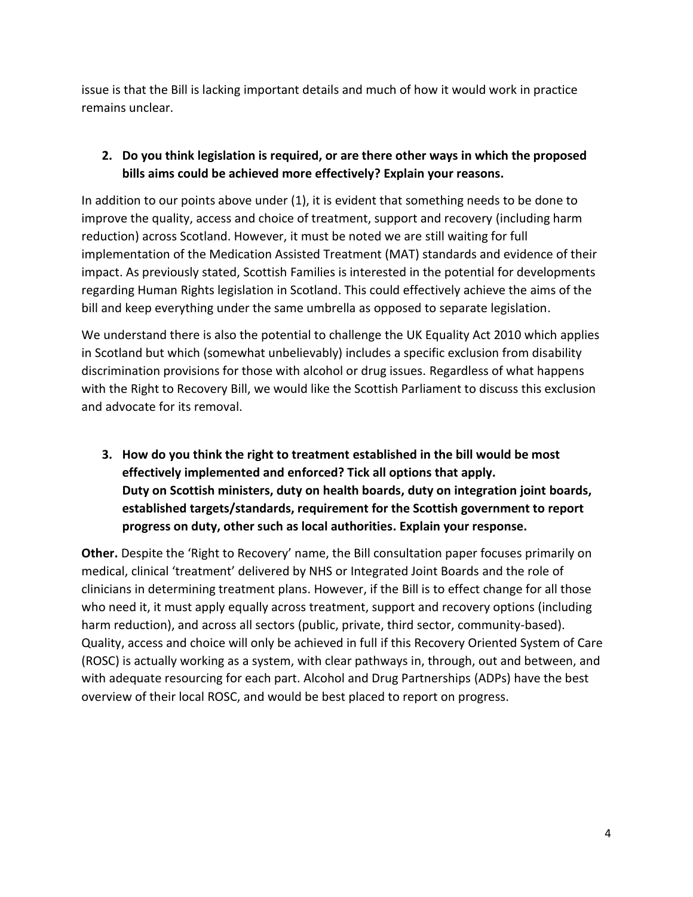issue is that the Bill is lacking important details and much of how it would work in practice remains unclear.

2. **Do you think legislation is required, or are there other ways in which the proposed bills aims could be achieved more effectively? Explain your reasons.**

In addition to our points above under (1), it is evident that something needs to be done to improve the quality, access and choice of treatment, support and recovery (including harm reduction) across Scotland. However, it must be noted we are still waiting for full implementation of the Medication Assisted Treatment (MAT) standards and evidence of their impact. As previously stated, Scottish Families is interested in the potential for developments regarding Human Rights legislation in Scotland. This could effectively achieve the aims of the bill and keep everything under the same umbrella as opposed to separate legislation.

We understand there is also the potential to challenge the UK Equality Act 2010 which applies in Scotland but which (somewhat unbelievably) includes a specific exclusion from disability discrimination provisions for those with alcohol or drug issues. Regardless of what happens with the Right to Recovery Bill, we would like the Scottish Parliament to discuss this exclusion and advocate for its removal.

3. **How do you think the right to treatment established in the bill would be most effectively implemented and enforced? Tick all options that apply.**
   **Duty on Scottish ministers, duty on health boards, duty on integration joint boards, established targets/standards, requirement for the Scottish government to report progress on duty, other such as local authorities. Explain your response.**

**Other.** Despite the 'Right to Recovery' name, the Bill consultation paper focuses primarily on medical, clinical 'treatment' delivered by NHS or Integrated Joint Boards and the role of clinicians in determining treatment plans. However, if the Bill is to effect change for all those who need it, it must apply equally across treatment, support and recovery options (including harm reduction), and across all sectors (public, private, third sector, community-based). Quality, access and choice will only be achieved in full if this Recovery Oriented System of Care (ROSC) is actually working as a system, with clear pathways in, through, out and between, and with adequate resourcing for each part. Alcohol and Drug Partnerships (ADPs) have the best overview of their local ROSC, and would be best placed to report on progress.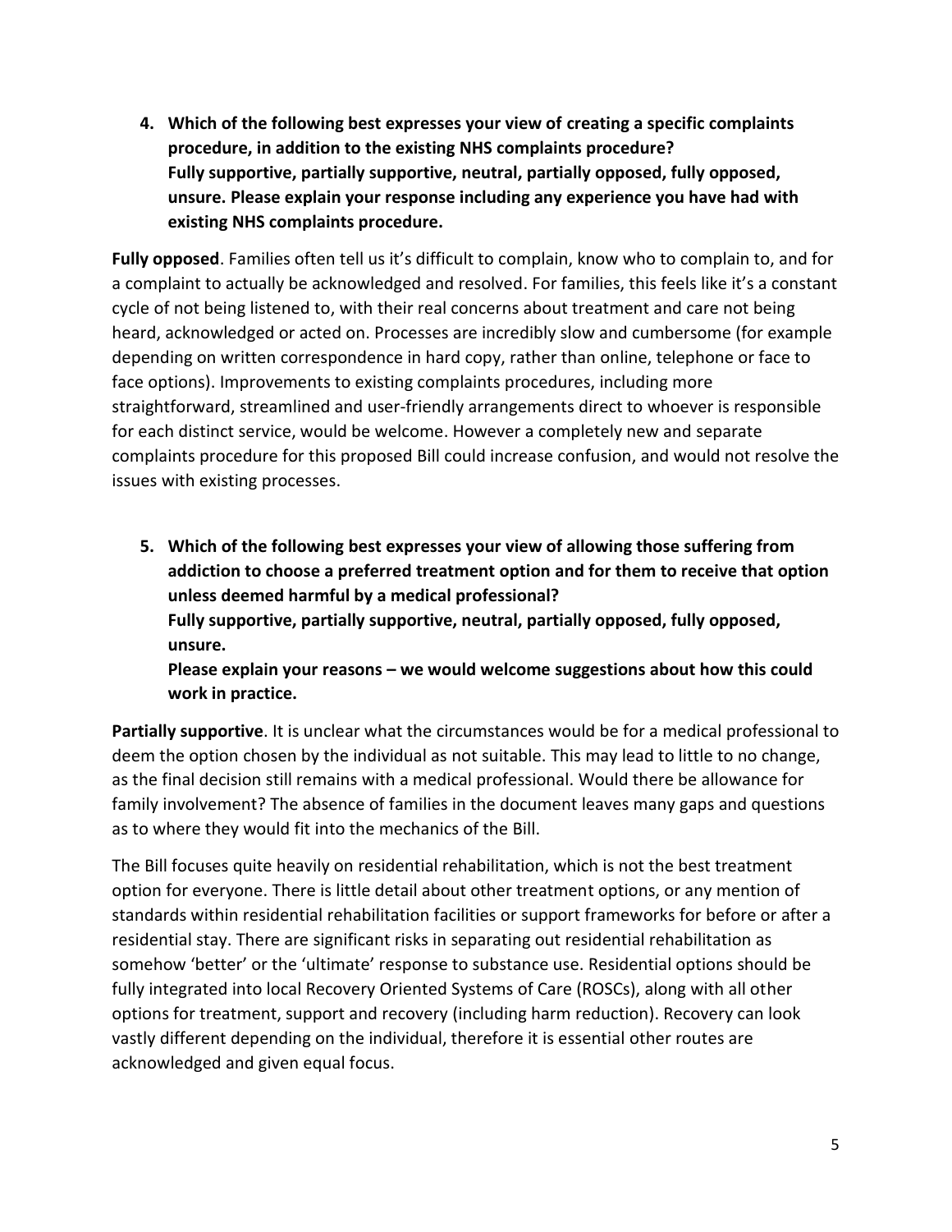4. **Which of the following best expresses your view of creating a specific complaints procedure, in addition to the existing NHS complaints procedure? Fully supportive, partially supportive, neutral, partially opposed, fully opposed, unsure. Please explain your response including any experience you have had with existing NHS complaints procedure.**

**Fully opposed**. Families often tell us it's difficult to complain, know who to complain to, and for a complaint to actually be acknowledged and resolved. For families, this feels like it's a constant cycle of not being listened to, with their real concerns about treatment and care not being heard, acknowledged or acted on. Processes are incredibly slow and cumbersome (for example depending on written correspondence in hard copy, rather than online, telephone or face to face options). Improvements to existing complaints procedures, including more straightforward, streamlined and user-friendly arrangements direct to whoever is responsible for each distinct service, would be welcome. However a completely new and separate complaints procedure for this proposed Bill could increase confusion, and would not resolve the issues with existing processes.

5. **Which of the following best expresses your view of allowing those suffering from addiction to choose a preferred treatment option and for them to receive that option unless deemed harmful by a medical professional? Fully supportive, partially supportive, neutral, partially opposed, fully opposed, unsure. Please explain your reasons – we would welcome suggestions about how this could work in practice.**

**Partially supportive**. It is unclear what the circumstances would be for a medical professional to deem the option chosen by the individual as not suitable. This may lead to little to no change, as the final decision still remains with a medical professional. Would there be allowance for family involvement? The absence of families in the document leaves many gaps and questions as to where they would fit into the mechanics of the Bill.

The Bill focuses quite heavily on residential rehabilitation, which is not the best treatment option for everyone. There is little detail about other treatment options, or any mention of standards within residential rehabilitation facilities or support frameworks for before or after a residential stay. There are significant risks in separating out residential rehabilitation as somehow 'better' or the 'ultimate' response to substance use. Residential options should be fully integrated into local Recovery Oriented Systems of Care (ROSCs), along with all other options for treatment, support and recovery (including harm reduction). Recovery can look vastly different depending on the individual, therefore it is essential other routes are acknowledged and given equal focus.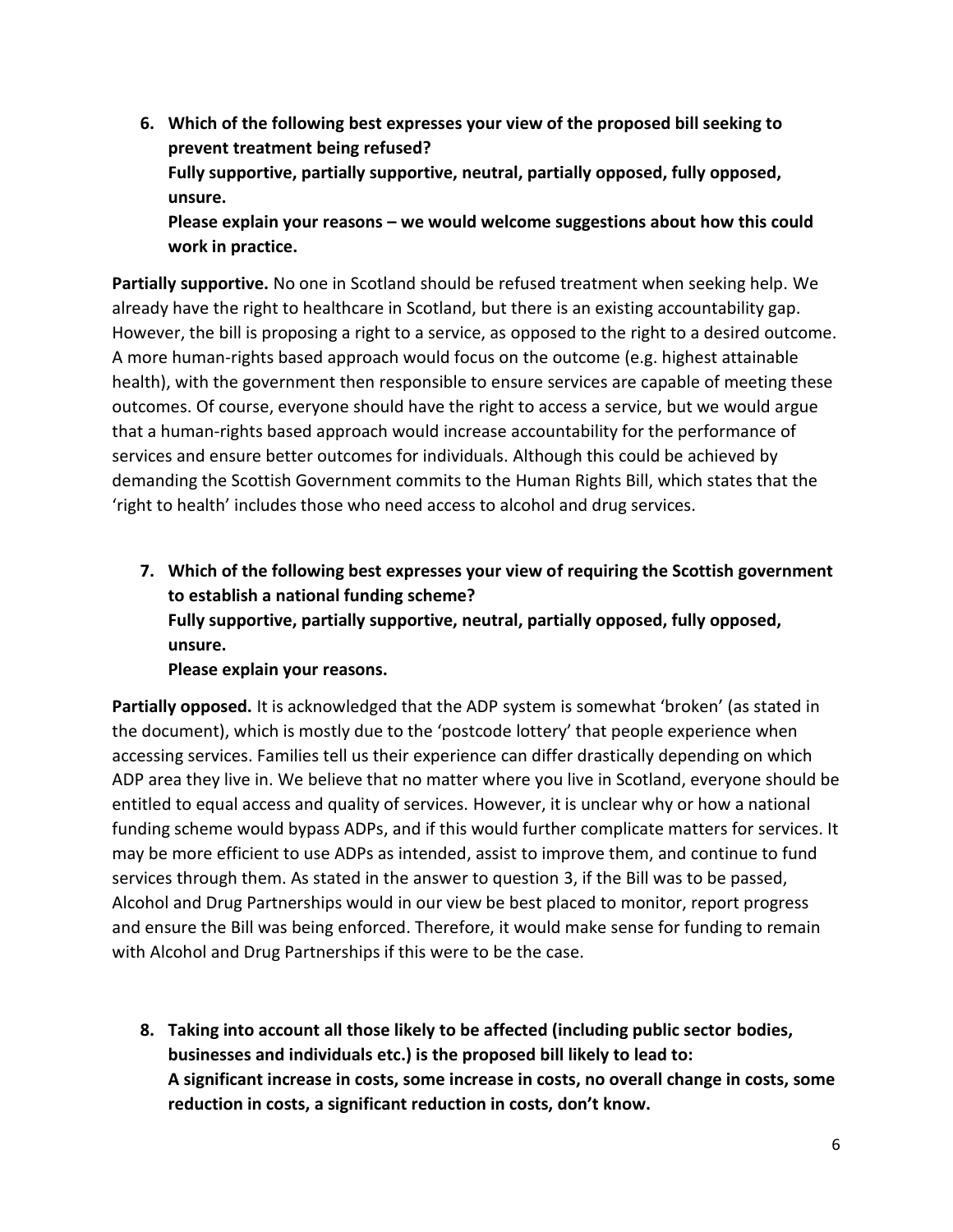6. **Which of the following best expresses your view of the proposed bill seeking to prevent treatment being refused?**
   **Fully supportive, partially supportive, neutral, partially opposed, fully opposed, unsure.**
   **Please explain your reasons – we would welcome suggestions about how this could work in practice.**

**Partially supportive.** No one in Scotland should be refused treatment when seeking help. We already have the right to healthcare in Scotland, but there is an existing accountability gap. However, the bill is proposing a right to a service, as opposed to the right to a desired outcome. A more human-rights based approach would focus on the outcome (e.g. highest attainable health), with the government then responsible to ensure services are capable of meeting these outcomes. Of course, everyone should have the right to access a service, but we would argue that a human-rights based approach would increase accountability for the performance of services and ensure better outcomes for individuals. Although this could be achieved by demanding the Scottish Government commits to the Human Rights Bill, which states that the 'right to health' includes those who need access to alcohol and drug services.

7. **Which of the following best expresses your view of requiring the Scottish government to establish a national funding scheme?**
   **Fully supportive, partially supportive, neutral, partially opposed, fully opposed, unsure.**
   **Please explain your reasons.**

**Partially opposed.** It is acknowledged that the ADP system is somewhat 'broken' (as stated in the document), which is mostly due to the 'postcode lottery' that people experience when accessing services. Families tell us their experience can differ drastically depending on which ADP area they live in. We believe that no matter where you live in Scotland, everyone should be entitled to equal access and quality of services. However, it is unclear why or how a national funding scheme would bypass ADPs, and if this would further complicate matters for services. It may be more efficient to use ADPs as intended, assist to improve them, and continue to fund services through them. As stated in the answer to question 3, if the Bill was to be passed, Alcohol and Drug Partnerships would in our view be best placed to monitor, report progress and ensure the Bill was being enforced. Therefore, it would make sense for funding to remain with Alcohol and Drug Partnerships if this were to be the case.

8. **Taking into account all those likely to be affected (including public sector bodies, businesses and individuals etc.) is the proposed bill likely to lead to:**
   **A significant increase in costs, some increase in costs, no overall change in costs, some reduction in costs, a significant reduction in costs, don't know.**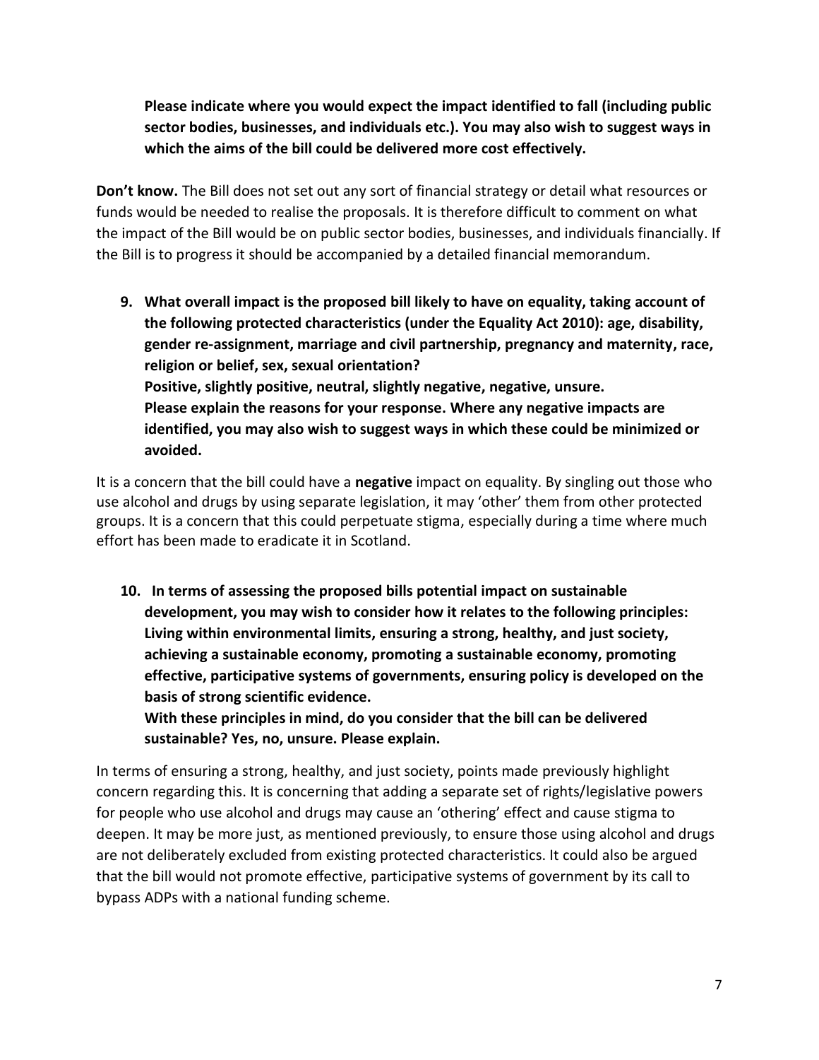**Please indicate where you would expect the impact identified to fall (including public sector bodies, businesses, and individuals etc.). You may also wish to suggest ways in which the aims of the bill could be delivered more cost effectively.**

**Don't know.** The Bill does not set out any sort of financial strategy or detail what resources or funds would be needed to realise the proposals. It is therefore difficult to comment on what the impact of the Bill would be on public sector bodies, businesses, and individuals financially. If the Bill is to progress it should be accompanied by a detailed financial memorandum.

9. **What overall impact is the proposed bill likely to have on equality, taking account of the following protected characteristics (under the Equality Act 2010): age, disability, gender re-assignment, marriage and civil partnership, pregnancy and maternity, race, religion or belief, sex, sexual orientation?**
   **Positive, slightly positive, neutral, slightly negative, negative, unsure.**
   **Please explain the reasons for your response. Where any negative impacts are identified, you may also wish to suggest ways in which these could be minimized or avoided.**

It is a concern that the bill could have a **negative** impact on equality. By singling out those who use alcohol and drugs by using separate legislation, it may 'other' them from other protected groups. It is a concern that this could perpetuate stigma, especially during a time where much effort has been made to eradicate it in Scotland.

10. **In terms of assessing the proposed bills potential impact on sustainable development, you may wish to consider how it relates to the following principles: Living within environmental limits, ensuring a strong, healthy, and just society, achieving a sustainable economy, promoting a sustainable economy, promoting effective, participative systems of governments, ensuring policy is developed on the basis of strong scientific evidence.**
    **With these principles in mind, do you consider that the bill can be delivered sustainable? Yes, no, unsure. Please explain.**

In terms of ensuring a strong, healthy, and just society, points made previously highlight concern regarding this. It is concerning that adding a separate set of rights/legislative powers for people who use alcohol and drugs may cause an 'othering' effect and cause stigma to deepen. It may be more just, as mentioned previously, to ensure those using alcohol and drugs are not deliberately excluded from existing protected characteristics. It could also be argued that the bill would not promote effective, participative systems of government by its call to bypass ADPs with a national funding scheme.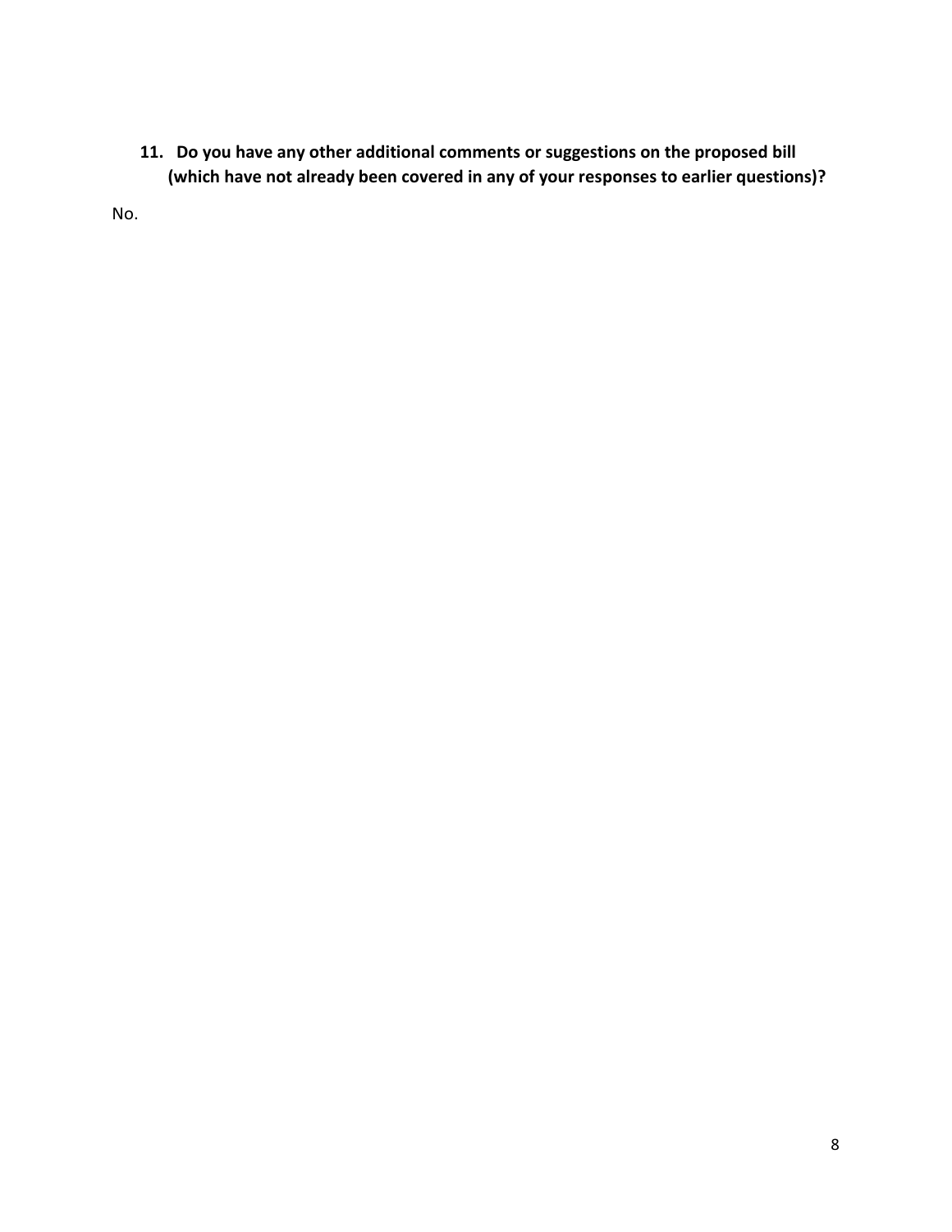**11. Do you have any other additional comments or suggestions on the proposed bill (which have not already been covered in any of your responses to earlier questions)?**

No.